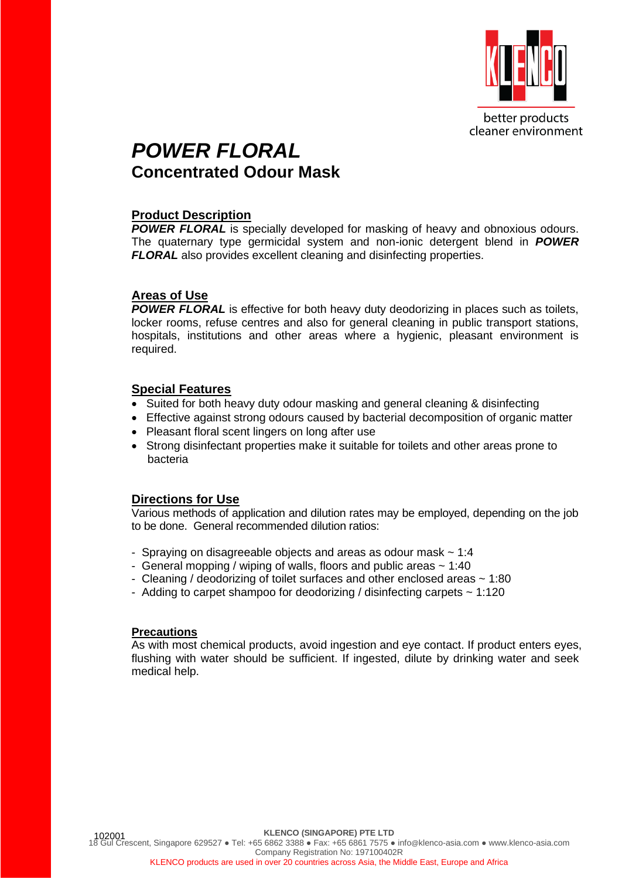better products
cleaner environment

# *POWER FLORAL*

## Concentrated Odour Mask

### Product Description

***POWER FLORAL*** is specially developed for masking of heavy and obnoxious odours. The quaternary type germicidal system and non-ionic detergent blend in ***POWER FLORAL*** also provides excellent cleaning and disinfecting properties.

### Areas of Use

***POWER FLORAL*** is effective for both heavy duty deodorizing in places such as toilets, locker rooms, refuse centres and also for general cleaning in public transport stations, hospitals, institutions and other areas where a hygienic, pleasant environment is required.

### Special Features

- Suited for both heavy duty odour masking and general cleaning & disinfecting
- Effective against strong odours caused by bacterial decomposition of organic matter
- Pleasant floral scent lingers on long after use
- Strong disinfectant properties make it suitable for toilets and other areas prone to bacteria

### Directions for Use

Various methods of application and dilution rates may be employed, depending on the job to be done. General recommended dilution ratios:

- Spraying on disagreeable objects and areas as odour mask ~ 1:4
- General mopping / wiping of walls, floors and public areas ~ 1:40
- Cleaning / deodorizing of toilet surfaces and other enclosed areas ~ 1:80
- Adding to carpet shampoo for deodorizing / disinfecting carpets ~ 1:120

### Precautions

As with most chemical products, avoid ingestion and eye contact. If product enters eyes, flushing with water should be sufficient. If ingested, dilute by drinking water and seek medical help.

102001

**KLENCO (SINGAPORE) PTE LTD**
18 Gul Crescent, Singapore 629527 ● Tel: +65 6862 3388 ● Fax: +65 6861 7575 ● info@klenco-asia.com ● www.klenco-asia.com
Company Registration No: 197100402R
KLENCO products are used in over 20 countries across Asia, the Middle East, Europe and Africa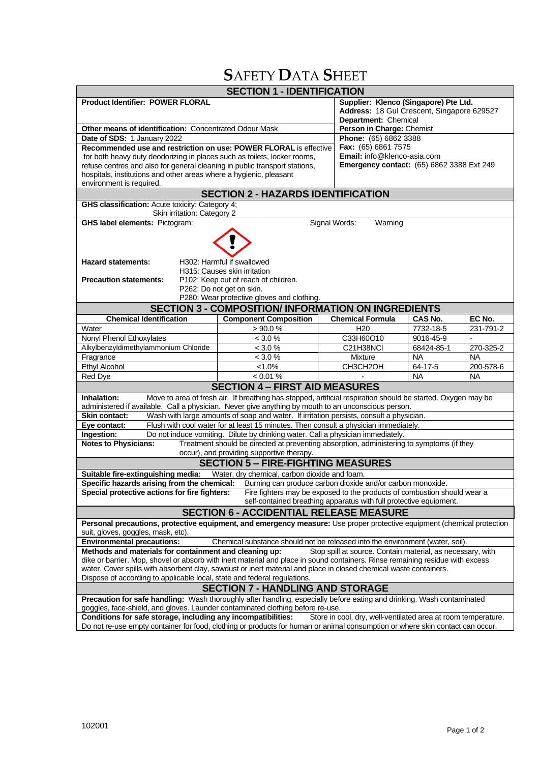# SAFETY DATA SHEET

## SECTION 1 - IDENTIFICATION

**Product Identifier: POWER FLORAL**

**Other means of identification:** Concentrated Odour Mask

**Date of SDS:** 1 January 2022

**Recommended use and restriction on use: POWER FLORAL** is effective for both heavy duty deodorizing in places such as toilets, locker rooms, refuse centres and also for general cleaning in public transport stations, hospitals, institutions and other areas where a hygienic, pleasant environment is required.

**Supplier: Klenco (Singapore) Pte Ltd.**
**Address:** 18 Gul Crescent, Singapore 629527
**Department:** Chemical
**Person in Charge:** Chemist
**Phone:** (65) 6862 3388
**Fax:** (65) 6861 7575
**Email:** info@klenco-asia.com
**Emergency contact:** (65) 6862 3388 Ext 249

## SECTION 2 - HAZARDS IDENTIFICATION

**GHS classification:** Acute toxicity: Category 4;
Skin irritation: Category 2

**GHS label elements:** Pictogram: Signal Words: Warning

**Hazard statements:** H302: Harmful if swallowed
H315: Causes skin irritation

**Precaution statements:** P102: Keep out of reach of children.
P262: Do not get on skin.
P280: Wear protective gloves and clothing.

## SECTION 3 - COMPOSITION/ INFORMATION ON INGREDIENTS

| Chemical Identification | Component Composition | Chemical Formula | CAS No. | EC No. |
|---|---|---|---|---|
| Water | > 90.0 % | H20 | 7732-18-5 | 231-791-2 |
| Nonyl Phenol Ethoxylates | < 3.0 % | C33H60O10 | 9016-45-9 | - |
| Alkylbenzyldimethylammonium Chloride | < 3.0 % | C21H38NCl | 68424-85-1 | 270-325-2 |
| Fragrance | < 3.0 % | Mixture | NA | NA |
| Ethyl Alcohol | <1.0% | CH3CH2OH | 64-17-5 | 200-578-6 |
| Red Dye | < 0.01 % | - | NA | NA |

## SECTION 4 – FIRST AID MEASURES

**Inhalation:** Move to area of fresh air. If breathing has stopped, artificial respiration should be started. Oxygen may be administered if available. Call a physician. Never give anything by mouth to an unconscious person.

**Skin contact:** Wash with large amounts of soap and water. If irritation persists, consult a physician.

**Eye contact:** Flush with cool water for at least 15 minutes. Then consult a physician immediately.

**Ingestion:** Do not induce vomiting. Dilute by drinking water. Call a physician immediately.

**Notes to Physicians:** Treatment should be directed at preventing absorption, administering to symptoms (if they occur), and providing supportive therapy.

## SECTION 5 – FIRE-FIGHTING MEASURES

**Suitable fire-extinguishing media:** Water, dry chemical, carbon dioxide and foam.

**Specific hazards arising from the chemical:** Burning can produce carbon dioxide and/or carbon monoxide.

**Special protective actions for fire fighters:** Fire fighters may be exposed to the products of combustion should wear a self-contained breathing apparatus with full protective equipment.

## SECTION 6 - ACCIDENTIAL RELEASE MEASURE

**Personal precautions, protective equipment, and emergency measure:** Use proper protective equipment (chemical protection suit, gloves, goggles, mask, etc).

**Environmental precautions:** Chemical substance should not be released into the environment (water, soil).

**Methods and materials for containment and cleaning up:** Stop spill at source. Contain material, as necessary, with dike or barrier. Mop, shovel or absorb with inert material and place in sound containers. Rinse remaining residue with excess water. Cover spills with absorbent clay, sawdust or inert material and place in closed chemical waste containers. Dispose of according to applicable local, state and federal regulations.

## SECTION 7 - HANDLING AND STORAGE

**Precaution for safe handling:** Wash thoroughly after handling, especially before eating and drinking. Wash contaminated goggles, face-shield, and gloves. Launder contaminated clothing before re-use.

**Conditions for safe storage, including any incompatibilities:** Store in cool, dry, well-ventilated area at room temperature. Do not re-use empty container for food, clothing or products for human or animal consumption or where skin contact can occur.

102001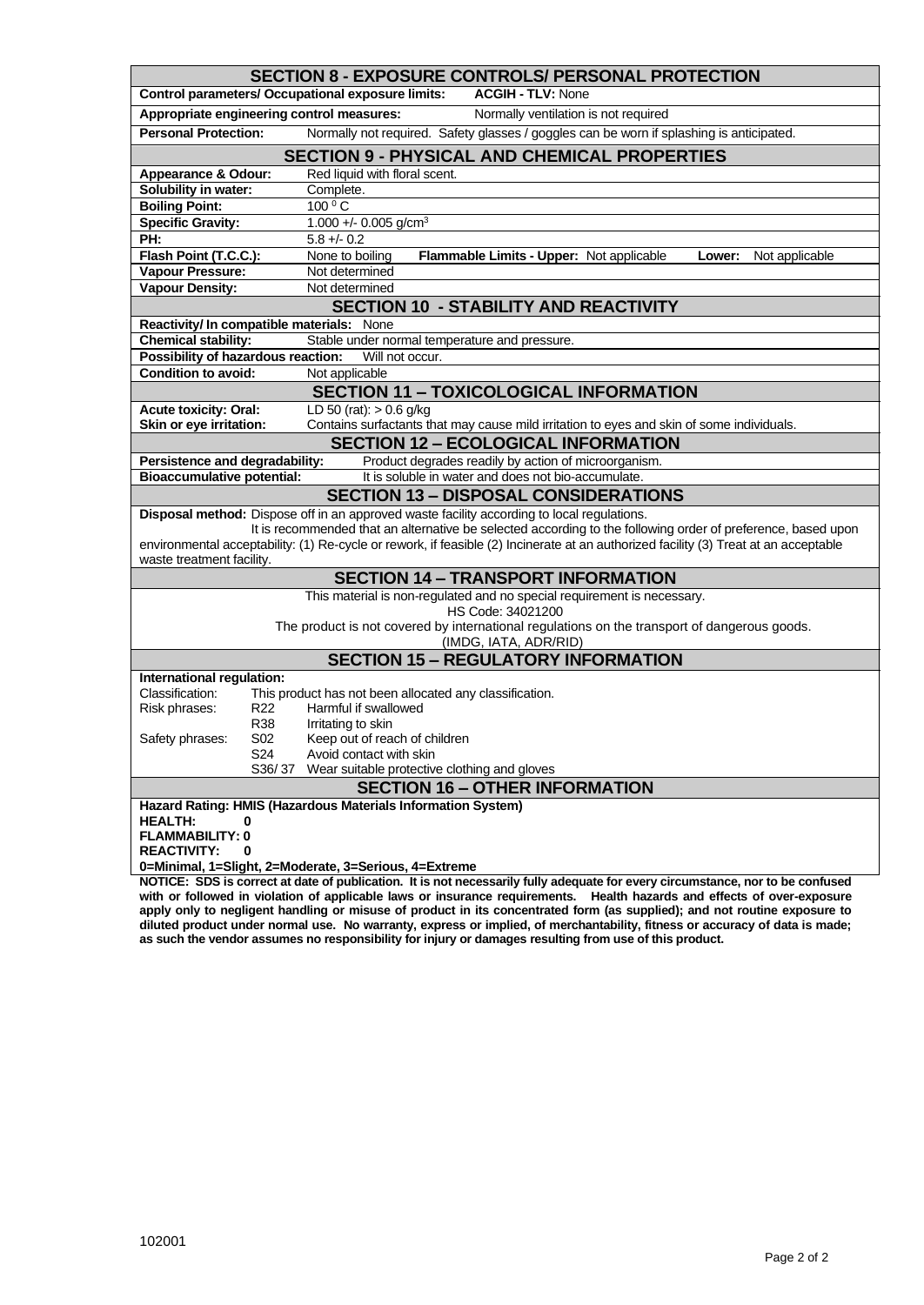## SECTION 8 - EXPOSURE CONTROLS/ PERSONAL PROTECTION

**Control parameters/ Occupational exposure limits:** **ACGIH - TLV:** None

**Appropriate engineering control measures:** Normally ventilation is not required

**Personal Protection:** Normally not required. Safety glasses / goggles can be worn if splashing is anticipated.

## SECTION 9 - PHYSICAL AND CHEMICAL PROPERTIES

| | |
|---|---|
| **Appearance & Odour:** | Red liquid with floral scent. |
| **Solubility in water:** | Complete. |
| **Boiling Point:** | $100\,^0$C |
| **Specific Gravity:** | 1.000 +/- 0.005 g/cm$^3$ |
| **PH:** | 5.8 +/- 0.2 |
| **Flash Point (T.C.C.):** | None to boiling **Flammable Limits - Upper:** Not applicable **Lower:** Not applicable |
| **Vapour Pressure:** | Not determined |
| **Vapour Density:** | Not determined |

## SECTION 10 - STABILITY AND REACTIVITY

**Reactivity/ In compatible materials:** None

**Chemical stability:** Stable under normal temperature and pressure.

**Possibility of hazardous reaction:** Will not occur.

**Condition to avoid:** Not applicable

## SECTION 11 – TOXICOLOGICAL INFORMATION

**Acute toxicity: Oral:** LD 50 (rat): > 0.6 g/kg

**Skin or eye irritation:** Contains surfactants that may cause mild irritation to eyes and skin of some individuals.

## SECTION 12 – ECOLOGICAL INFORMATION

**Persistence and degradability:** Product degrades readily by action of microorganism.

**Bioaccumulative potential:** It is soluble in water and does not bio-accumulate.

## SECTION 13 – DISPOSAL CONSIDERATIONS

**Disposal method:** Dispose off in an approved waste facility according to local regulations.
It is recommended that an alternative be selected according to the following order of preference, based upon environmental acceptability: (1) Re-cycle or rework, if feasible (2) Incinerate at an authorized facility (3) Treat at an acceptable waste treatment facility.

## SECTION 14 – TRANSPORT INFORMATION

This material is non-regulated and no special requirement is necessary.
HS Code: 34021200
The product is not covered by international regulations on the transport of dangerous goods.
(IMDG, IATA, ADR/RID)

## SECTION 15 – REGULATORY INFORMATION

**International regulation:**

Classification: This product has not been allocated any classification.

| | | |
|---|---|---|
| Risk phrases: | R22 | Harmful if swallowed |
| | R38 | Irritating to skin |
| Safety phrases: | S02 | Keep out of reach of children |
| | S24 | Avoid contact with skin |
| | S36/ 37 | Wear suitable protective clothing and gloves |

## SECTION 16 – OTHER INFORMATION

**Hazard Rating: HMIS (Hazardous Materials Information System)**

**HEALTH: 0**
**FLAMMABILITY: 0**
**REACTIVITY: 0**

**0=Minimal, 1=Slight, 2=Moderate, 3=Serious, 4=Extreme**

**NOTICE: SDS is correct at date of publication. It is not necessarily fully adequate for every circumstance, nor to be confused with or followed in violation of applicable laws or insurance requirements. Health hazards and effects of over-exposure apply only to negligent handling or misuse of product in its concentrated form (as supplied); and not routine exposure to diluted product under normal use. No warranty, express or implied, of merchantability, fitness or accuracy of data is made; as such the vendor assumes no responsibility for injury or damages resulting from use of this product.**

102001